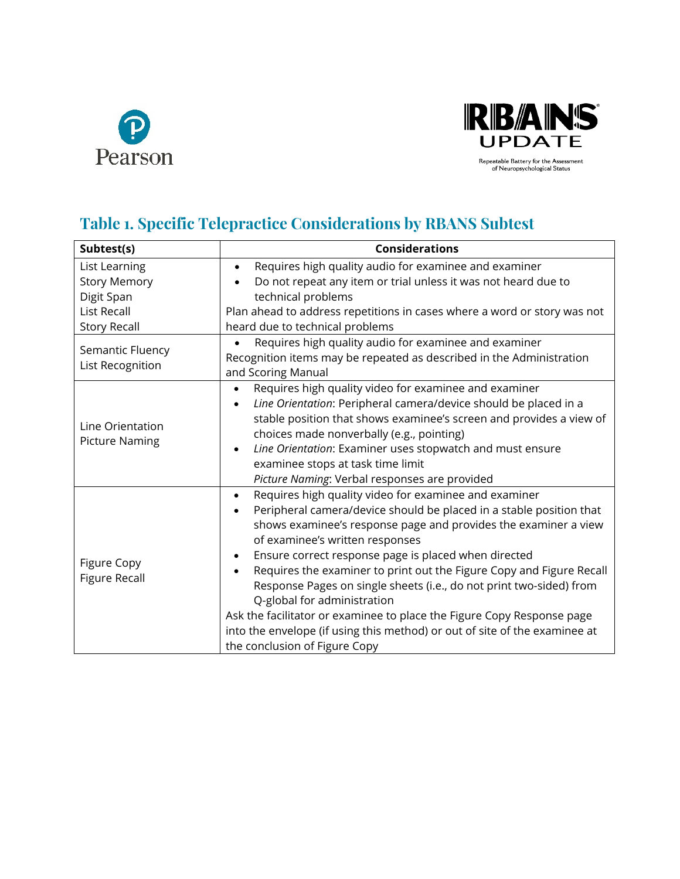Pearson

RBANS UPDATE

Repeatable Battery for the Assessment of Neuropsychological Status

## Table 1. Specific Telepractice Considerations by RBANS Subtest

| Subtest(s) | Considerations |
|---|---|
| List Learning<br>Story Memory<br>Digit Span<br>List Recall<br>Story Recall | • Requires high quality audio for examinee and examiner<br>• Do not repeat any item or trial unless it was not heard due to technical problems<br>Plan ahead to address repetitions in cases where a word or story was not heard due to technical problems |
| Semantic Fluency<br>List Recognition | • Requires high quality audio for examinee and examiner<br>Recognition items may be repeated as described in the Administration and Scoring Manual |
| Line Orientation<br>Picture Naming | • Requires high quality video for examinee and examiner<br>• *Line Orientation*: Peripheral camera/device should be placed in a stable position that shows examinee's screen and provides a view of choices made nonverbally (e.g., pointing)<br>• *Line Orientation*: Examiner uses stopwatch and must ensure examinee stops at task time limit<br>*Picture Naming*: Verbal responses are provided |
| Figure Copy<br>Figure Recall | • Requires high quality video for examinee and examiner<br>• Peripheral camera/device should be placed in a stable position that shows examinee's response page and provides the examiner a view of examinee's written responses<br>• Ensure correct response page is placed when directed<br>• Requires the examiner to print out the Figure Copy and Figure Recall Response Pages on single sheets (i.e., do not print two-sided) from Q-global for administration<br>Ask the facilitator or examinee to place the Figure Copy Response page into the envelope (if using this method) or out of site of the examinee at the conclusion of Figure Copy |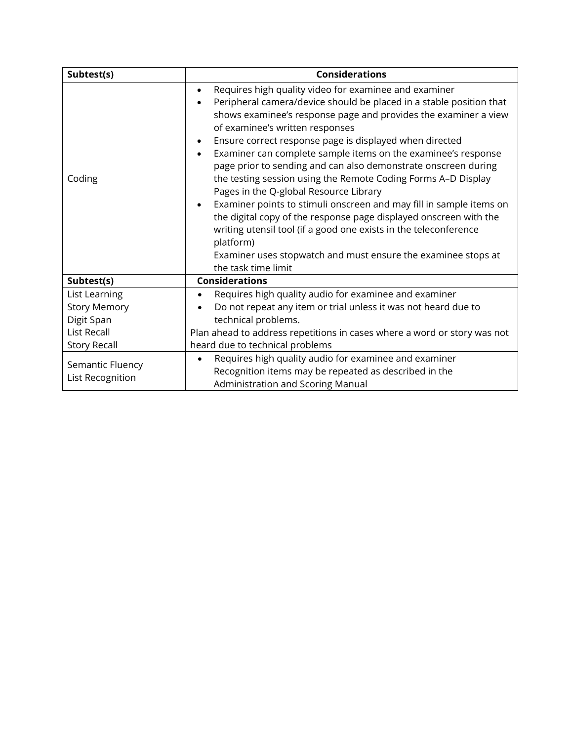| Subtest(s) | Considerations |
|---|---|
| Coding | • Requires high quality video for examinee and examiner<br>• Peripheral camera/device should be placed in a stable position that shows examinee's response page and provides the examiner a view of examinee's written responses<br>• Ensure correct response page is displayed when directed<br>• Examiner can complete sample items on the examinee's response page prior to sending and can also demonstrate onscreen during the testing session using the Remote Coding Forms A–D Display Pages in the Q-global Resource Library<br>• Examiner points to stimuli onscreen and may fill in sample items on the digital copy of the response page displayed onscreen with the writing utensil tool (if a good one exists in the teleconference platform)<br>Examiner uses stopwatch and must ensure the examinee stops at the task time limit |
| **Subtest(s)** | **Considerations** |
| List Learning<br>Story Memory<br>Digit Span<br>List Recall<br>Story Recall | • Requires high quality audio for examinee and examiner<br>• Do not repeat any item or trial unless it was not heard due to technical problems.<br>Plan ahead to address repetitions in cases where a word or story was not heard due to technical problems |
| Semantic Fluency<br>List Recognition | • Requires high quality audio for examinee and examiner<br>Recognition items may be repeated as described in the Administration and Scoring Manual |